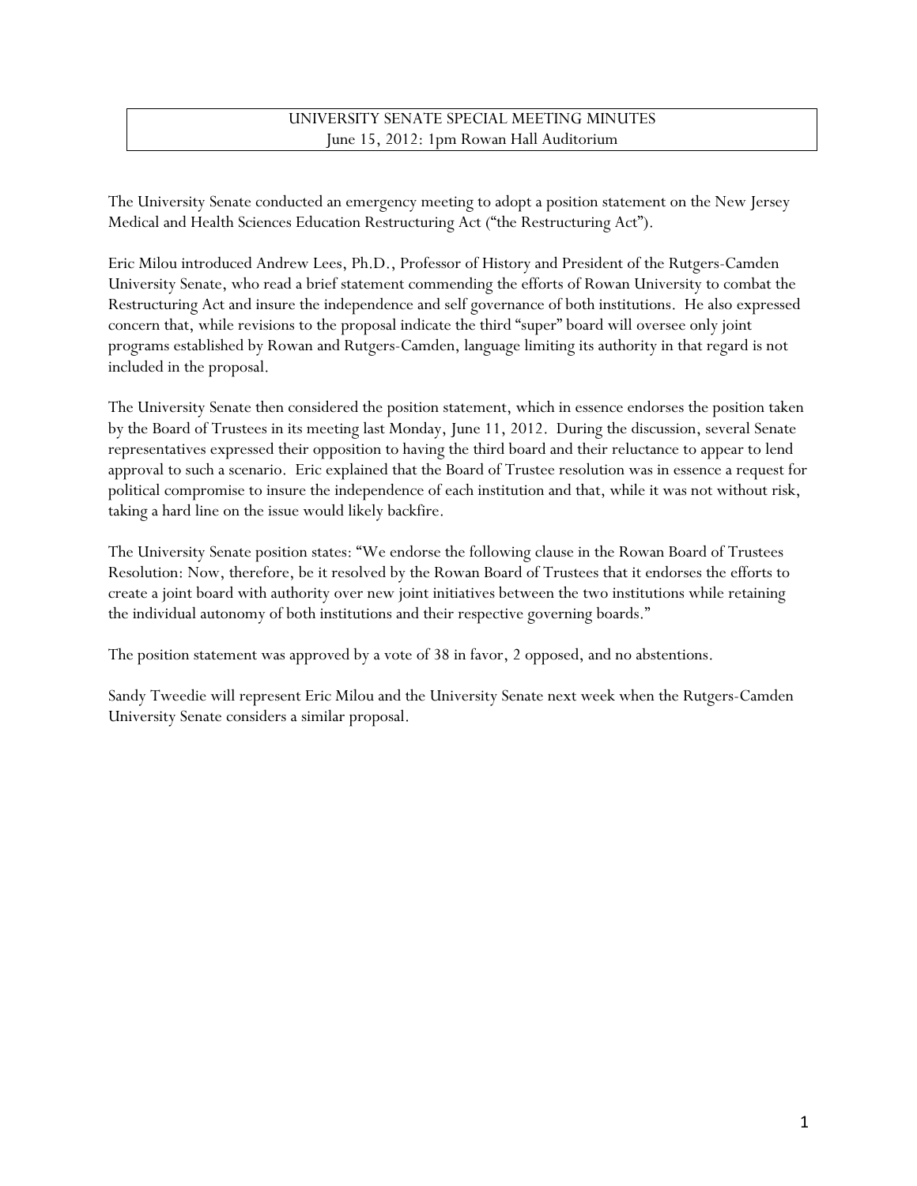# UNIVERSITY SENATE SPECIAL MEETING MINUTES

June 15, 2012: 1pm Rowan Hall Auditorium

The University Senate conducted an emergency meeting to adopt a position statement on the New Jersey Medical and Health Sciences Education Restructuring Act ("the Restructuring Act").

Eric Milou introduced Andrew Lees, Ph.D., Professor of History and President of the Rutgers-Camden University Senate, who read a brief statement commending the efforts of Rowan University to combat the Restructuring Act and insure the independence and self governance of both institutions. He also expressed concern that, while revisions to the proposal indicate the third "super" board will oversee only joint programs established by Rowan and Rutgers-Camden, language limiting its authority in that regard is not included in the proposal.

The University Senate then considered the position statement, which in essence endorses the position taken by the Board of Trustees in its meeting last Monday, June 11, 2012. During the discussion, several Senate representatives expressed their opposition to having the third board and their reluctance to appear to lend approval to such a scenario. Eric explained that the Board of Trustee resolution was in essence a request for political compromise to insure the independence of each institution and that, while it was not without risk, taking a hard line on the issue would likely backfire.

The University Senate position states: "We endorse the following clause in the Rowan Board of Trustees Resolution: Now, therefore, be it resolved by the Rowan Board of Trustees that it endorses the efforts to create a joint board with authority over new joint initiatives between the two institutions while retaining the individual autonomy of both institutions and their respective governing boards."

The position statement was approved by a vote of 38 in favor, 2 opposed, and no abstentions.

Sandy Tweedie will represent Eric Milou and the University Senate next week when the Rutgers-Camden University Senate considers a similar proposal.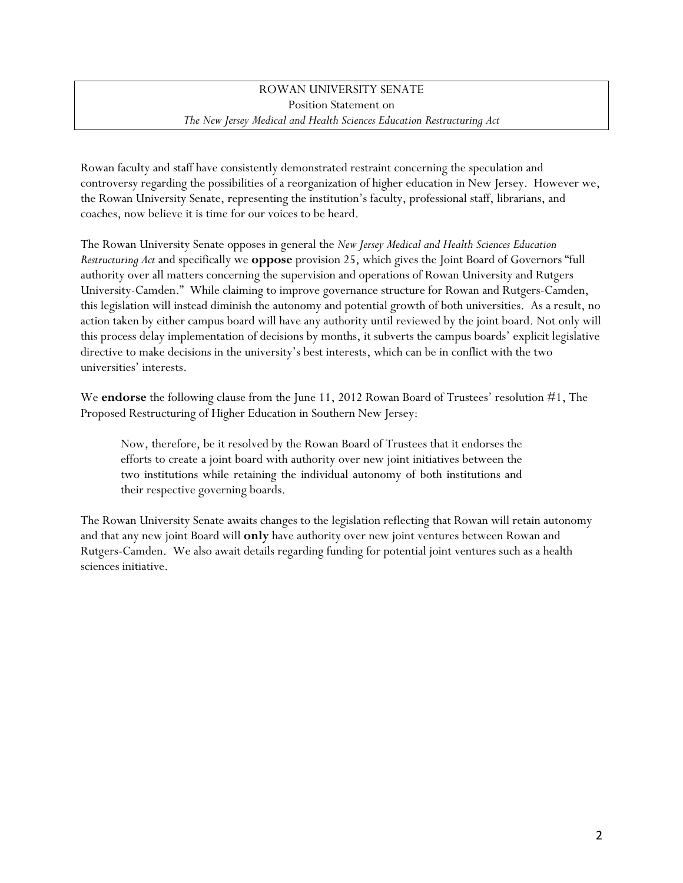ROWAN UNIVERSITY SENATE
Position Statement on
*The New Jersey Medical and Health Sciences Education Restructuring Act*

Rowan faculty and staff have consistently demonstrated restraint concerning the speculation and controversy regarding the possibilities of a reorganization of higher education in New Jersey. However we, the Rowan University Senate, representing the institution's faculty, professional staff, librarians, and coaches, now believe it is time for our voices to be heard.

The Rowan University Senate opposes in general the *New Jersey Medical and Health Sciences Education Restructuring Act* and specifically we **oppose** provision 25, which gives the Joint Board of Governors "full authority over all matters concerning the supervision and operations of Rowan University and Rutgers University-Camden." While claiming to improve governance structure for Rowan and Rutgers-Camden, this legislation will instead diminish the autonomy and potential growth of both universities. As a result, no action taken by either campus board will have any authority until reviewed by the joint board. Not only will this process delay implementation of decisions by months, it subverts the campus boards' explicit legislative directive to make decisions in the university's best interests, which can be in conflict with the two universities' interests.

We **endorse** the following clause from the June 11, 2012 Rowan Board of Trustees' resolution #1, The Proposed Restructuring of Higher Education in Southern New Jersey:

> Now, therefore, be it resolved by the Rowan Board of Trustees that it endorses the efforts to create a joint board with authority over new joint initiatives between the two institutions while retaining the individual autonomy of both institutions and their respective governing boards.

The Rowan University Senate awaits changes to the legislation reflecting that Rowan will retain autonomy and that any new joint Board will **only** have authority over new joint ventures between Rowan and Rutgers-Camden. We also await details regarding funding for potential joint ventures such as a health sciences initiative.